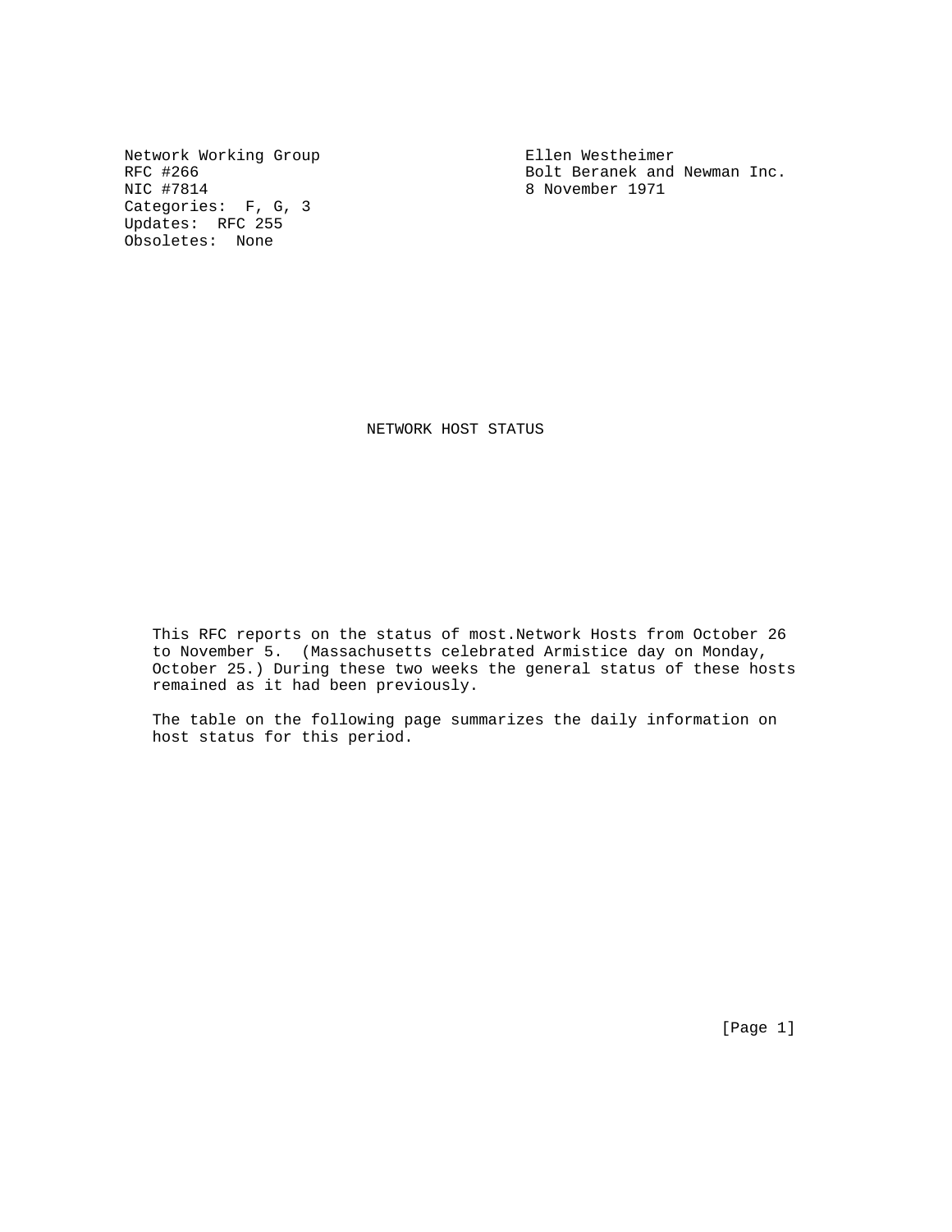Network Working Group
RFC #266
NIC #7814
Categories: F, G, 3
Updates: RFC 255
Obsoletes: None

Ellen Westheimer
Bolt Beranek and Newman Inc.
8 November 1971

# NETWORK HOST STATUS

This RFC reports on the status of most.Network Hosts from October 26 to November 5. (Massachusetts celebrated Armistice day on Monday, October 25.) During these two weeks the general status of these hosts remained as it had been previously.

The table on the following page summarizes the daily information on host status for this period.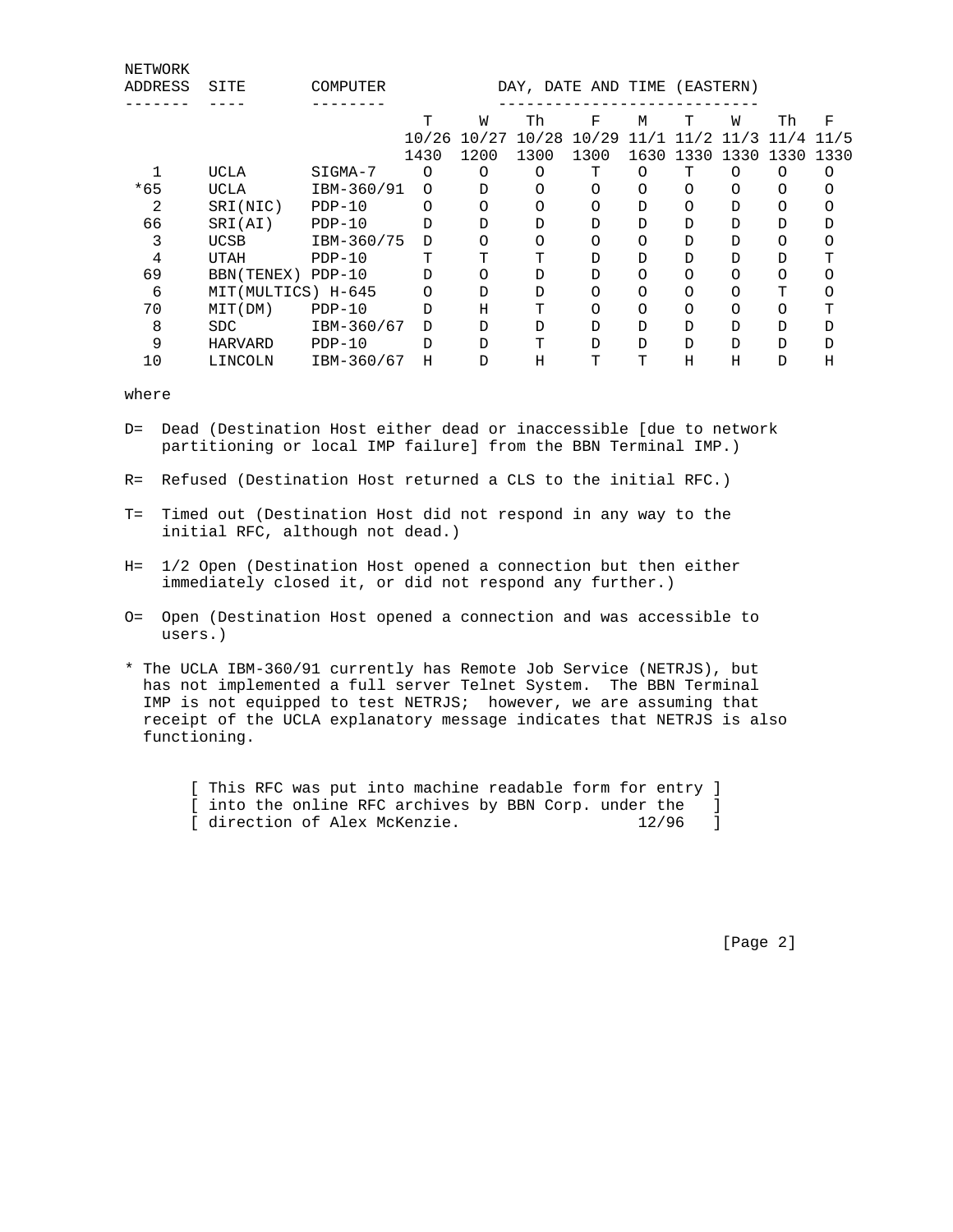| NETWORK ADDRESS | SITE | COMPUTER | T 10/26 1430 | W 10/27 1200 | Th 10/28 1300 | F 10/29 1300 | M 11/1 1630 | T 11/2 1330 | W 11/3 1330 | Th 11/4 1330 | F 11/5 1330 |
|---|---|---|---|---|---|---|---|---|---|---|---|
| | | | DAY, DATE AND TIME (EASTERN) | | | | | | | | |
| 1 | UCLA | SIGMA-7 | O | O | O | T | O | T | O | O | O |
| *65 | UCLA | IBM-360/91 | O | D | O | O | O | O | O | O | O |
| 2 | SRI(NIC) | PDP-10 | O | O | O | O | D | O | D | O | O |
| 66 | SRI(AI) | PDP-10 | D | D | D | D | D | D | D | D | D |
| 3 | UCSB | IBM-360/75 | D | O | O | O | O | D | D | O | O |
| 4 | UTAH | PDP-10 | T | T | T | D | D | D | D | D | T |
| 69 | BBN(TENEX) | PDP-10 | D | O | D | D | O | O | O | O | O |
| 6 | MIT(MULTICS) | H-645 | O | D | D | O | O | O | O | T | O |
| 70 | MIT(DM) | PDP-10 | D | H | T | O | O | O | O | O | T |
| 8 | SDC | IBM-360/67 | D | D | D | D | D | D | D | D | D |
| 9 | HARVARD | PDP-10 | D | D | T | D | D | D | D | D | D |
| 10 | LINCOLN | IBM-360/67 | H | D | H | T | T | H | H | D | H |

where

D= Dead (Destination Host either dead or inaccessible [due to network partitioning or local IMP failure] from the BBN Terminal IMP.)

R= Refused (Destination Host returned a CLS to the initial RFC.)

T= Timed out (Destination Host did not respond in any way to the initial RFC, although not dead.)

H= 1/2 Open (Destination Host opened a connection but then either immediately closed it, or did not respond any further.)

O= Open (Destination Host opened a connection and was accessible to users.)

* The UCLA IBM-360/91 currently has Remote Job Service (NETRJS), but has not implemented a full server Telnet System. The BBN Terminal IMP is not equipped to test NETRJS; however, we are assuming that receipt of the UCLA explanatory message indicates that NETRJS is also functioning.

[ This RFC was put into machine readable form for entry ]
[ into the online RFC archives by BBN Corp. under the ]
[ direction of Alex McKenzie. 12/96 ]